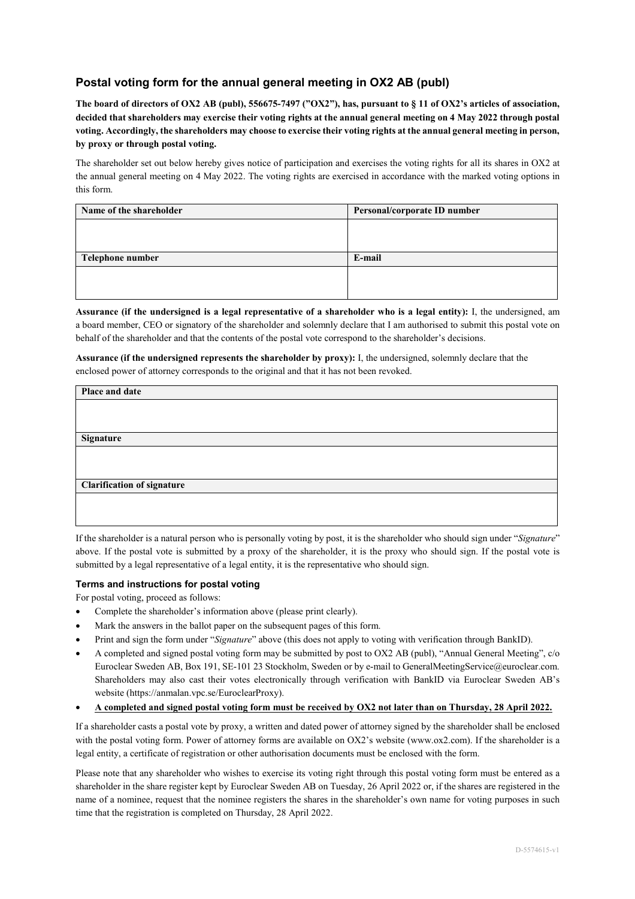## Postal voting form for the annual general meeting in OX2 AB (publ)

**The board of directors of OX2 AB (publ), 556675-7497 ("OX2"), has, pursuant to § 11 of OX2's articles of association, decided that shareholders may exercise their voting rights at the annual general meeting on 4 May 2022 through postal voting. Accordingly, the shareholders may choose to exercise their voting rights at the annual general meeting in person, by proxy or through postal voting.**

The shareholder set out below hereby gives notice of participation and exercises the voting rights for all its shares in OX2 at the annual general meeting on 4 May 2022. The voting rights are exercised in accordance with the marked voting options in this form.

| Name of the shareholder | Personal/corporate ID number |
|---|---|
| | |
| **Telephone number** | **E-mail** |
| | |

**Assurance (if the undersigned is a legal representative of a shareholder who is a legal entity):** I, the undersigned, am a board member, CEO or signatory of the shareholder and solemnly declare that I am authorised to submit this postal vote on behalf of the shareholder and that the contents of the postal vote correspond to the shareholder's decisions.

**Assurance (if the undersigned represents the shareholder by proxy):** I, the undersigned, solemnly declare that the enclosed power of attorney corresponds to the original and that it has not been revoked.

| Place and date |
|---|
| |
| **Signature** |
| |
| **Clarification of signature** |
| |

If the shareholder is a natural person who is personally voting by post, it is the shareholder who should sign under "*Signature*" above. If the postal vote is submitted by a proxy of the shareholder, it is the proxy who should sign. If the postal vote is submitted by a legal representative of a legal entity, it is the representative who should sign.

### Terms and instructions for postal voting

For postal voting, proceed as follows:

- Complete the shareholder's information above (please print clearly).
- Mark the answers in the ballot paper on the subsequent pages of this form.
- Print and sign the form under "*Signature*" above (this does not apply to voting with verification through BankID).
- A completed and signed postal voting form may be submitted by post to OX2 AB (publ), "Annual General Meeting", c/o Euroclear Sweden AB, Box 191, SE-101 23 Stockholm, Sweden or by e-mail to GeneralMeetingService@euroclear.com. Shareholders may also cast their votes electronically through verification with BankID via Euroclear Sweden AB's website (https://anmalan.vpc.se/EuroclearProxy).
- **A completed and signed postal voting form must be received by OX2 not later than on Thursday, 28 April 2022.**

If a shareholder casts a postal vote by proxy, a written and dated power of attorney signed by the shareholder shall be enclosed with the postal voting form. Power of attorney forms are available on OX2's website (www.ox2.com). If the shareholder is a legal entity, a certificate of registration or other authorisation documents must be enclosed with the form.

Please note that any shareholder who wishes to exercise its voting right through this postal voting form must be entered as a shareholder in the share register kept by Euroclear Sweden AB on Tuesday, 26 April 2022 or, if the shares are registered in the name of a nominee, request that the nominee registers the shares in the shareholder's own name for voting purposes in such time that the registration is completed on Thursday, 28 April 2022.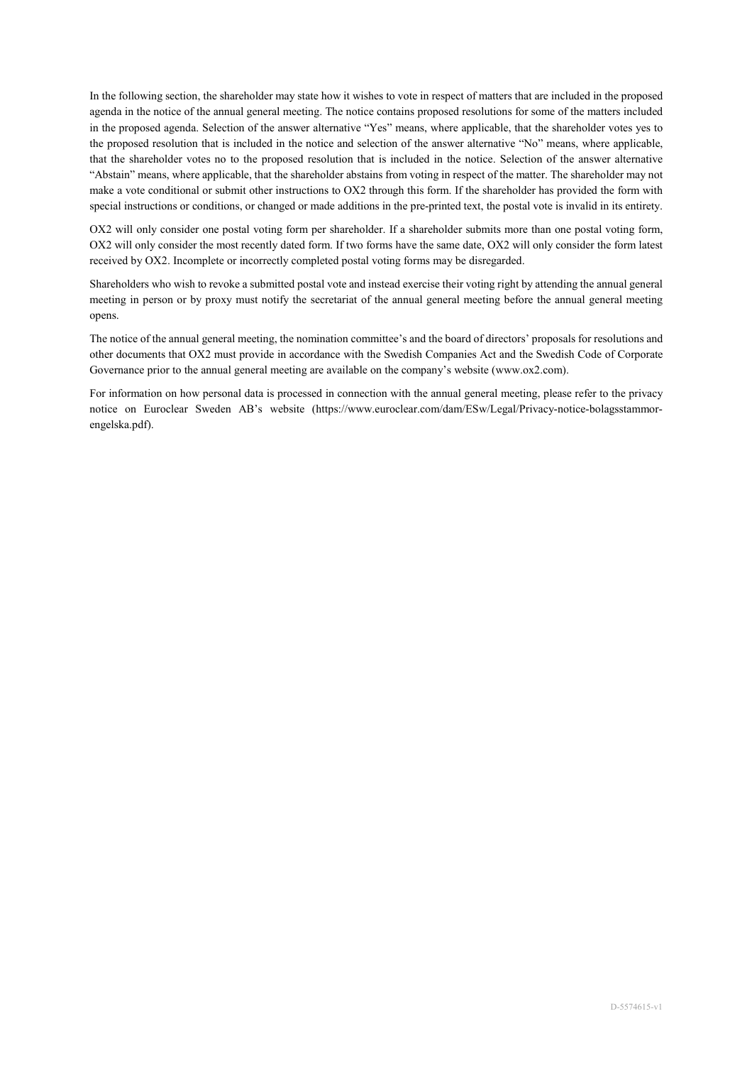In the following section, the shareholder may state how it wishes to vote in respect of matters that are included in the proposed agenda in the notice of the annual general meeting. The notice contains proposed resolutions for some of the matters included in the proposed agenda. Selection of the answer alternative "Yes" means, where applicable, that the shareholder votes yes to the proposed resolution that is included in the notice and selection of the answer alternative "No" means, where applicable, that the shareholder votes no to the proposed resolution that is included in the notice. Selection of the answer alternative "Abstain" means, where applicable, that the shareholder abstains from voting in respect of the matter. The shareholder may not make a vote conditional or submit other instructions to OX2 through this form. If the shareholder has provided the form with special instructions or conditions, or changed or made additions in the pre-printed text, the postal vote is invalid in its entirety.

OX2 will only consider one postal voting form per shareholder. If a shareholder submits more than one postal voting form, OX2 will only consider the most recently dated form. If two forms have the same date, OX2 will only consider the form latest received by OX2. Incomplete or incorrectly completed postal voting forms may be disregarded.

Shareholders who wish to revoke a submitted postal vote and instead exercise their voting right by attending the annual general meeting in person or by proxy must notify the secretariat of the annual general meeting before the annual general meeting opens.

The notice of the annual general meeting, the nomination committee's and the board of directors' proposals for resolutions and other documents that OX2 must provide in accordance with the Swedish Companies Act and the Swedish Code of Corporate Governance prior to the annual general meeting are available on the company's website (www.ox2.com).

For information on how personal data is processed in connection with the annual general meeting, please refer to the privacy notice on Euroclear Sweden AB's website (https://www.euroclear.com/dam/ESw/Legal/Privacy-notice-bolagsstammor-engelska.pdf).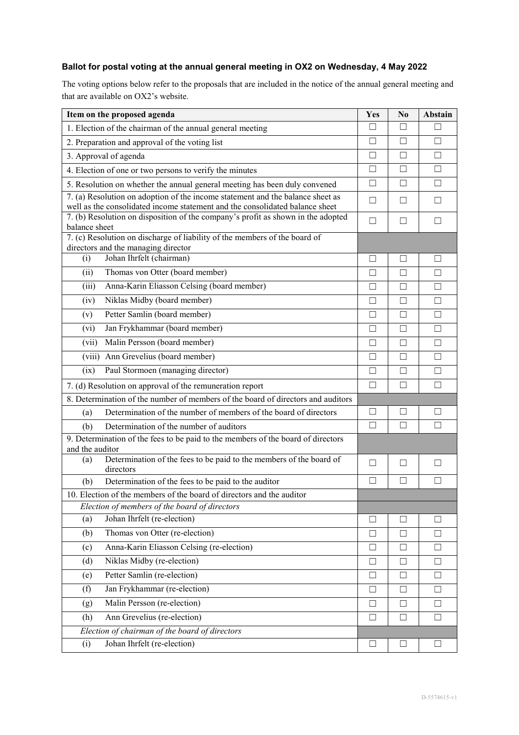**Ballot for postal voting at the annual general meeting in OX2 on Wednesday, 4 May 2022**

The voting options below refer to the proposals that are included in the notice of the annual general meeting and that are available on OX2's website.

| Item on the proposed agenda | Yes | No | Abstain |
|---|---|---|---|
| 1. Election of the chairman of the annual general meeting | ☐ | ☐ | ☐ |
| 2. Preparation and approval of the voting list | ☐ | ☐ | ☐ |
| 3. Approval of agenda | ☐ | ☐ | ☐ |
| 4. Election of one or two persons to verify the minutes | ☐ | ☐ | ☐ |
| 5. Resolution on whether the annual general meeting has been duly convened | ☐ | ☐ | ☐ |
| 7. (a) Resolution on adoption of the income statement and the balance sheet as well as the consolidated income statement and the consolidated balance sheet | ☐ | ☐ | ☐ |
| 7. (b) Resolution on disposition of the company's profit as shown in the adopted balance sheet | ☐ | ☐ | ☐ |
| 7. (c) Resolution on discharge of liability of the members of the board of directors and the managing director | | | |
| (i) Johan Ihrfelt (chairman) | ☐ | ☐ | ☐ |
| (ii) Thomas von Otter (board member) | ☐ | ☐ | ☐ |
| (iii) Anna-Karin Eliasson Celsing (board member) | ☐ | ☐ | ☐ |
| (iv) Niklas Midby (board member) | ☐ | ☐ | ☐ |
| (v) Petter Samlin (board member) | ☐ | ☐ | ☐ |
| (vi) Jan Frykhammar (board member) | ☐ | ☐ | ☐ |
| (vii) Malin Persson (board member) | ☐ | ☐ | ☐ |
| (viii) Ann Grevelius (board member) | ☐ | ☐ | ☐ |
| (ix) Paul Stormoen (managing director) | ☐ | ☐ | ☐ |
| 7. (d) Resolution on approval of the remuneration report | ☐ | ☐ | ☐ |
| 8. Determination of the number of members of the board of directors and auditors | | | |
| (a) Determination of the number of members of the board of directors | ☐ | ☐ | ☐ |
| (b) Determination of the number of auditors | ☐ | ☐ | ☐ |
| 9. Determination of the fees to be paid to the members of the board of directors and the auditor | | | |
| (a) Determination of the fees to be paid to the members of the board of directors | ☐ | ☐ | ☐ |
| (b) Determination of the fees to be paid to the auditor | ☐ | ☐ | ☐ |
| 10. Election of the members of the board of directors and the auditor | | | |
| *Election of members of the board of directors* | | | |
| (a) Johan Ihrfelt (re-election) | ☐ | ☐ | ☐ |
| (b) Thomas von Otter (re-election) | ☐ | ☐ | ☐ |
| (c) Anna-Karin Eliasson Celsing (re-election) | ☐ | ☐ | ☐ |
| (d) Niklas Midby (re-election) | ☐ | ☐ | ☐ |
| (e) Petter Samlin (re-election) | ☐ | ☐ | ☐ |
| (f) Jan Frykhammar (re-election) | ☐ | ☐ | ☐ |
| (g) Malin Persson (re-election) | ☐ | ☐ | ☐ |
| (h) Ann Grevelius (re-election) | ☐ | ☐ | ☐ |
| *Election of chairman of the board of directors* | | | |
| (i) Johan Ihrfelt (re-election) | ☐ | ☐ | ☐ |

D-5574615-v1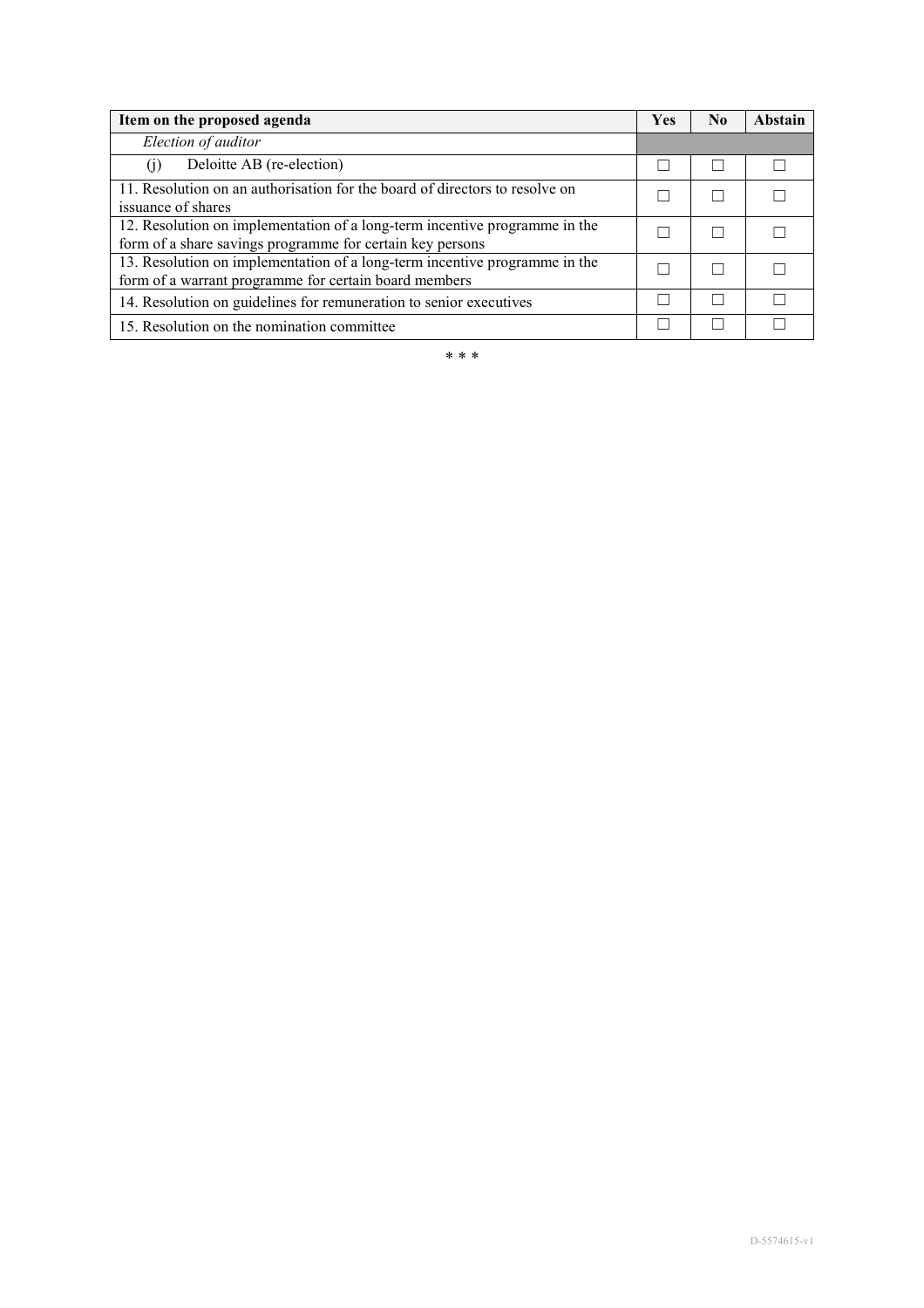| Item on the proposed agenda | Yes | No | Abstain |
|---|---|---|---|
| *Election of auditor* | | | |
| (j) Deloitte AB (re-election) | ☐ | ☐ | ☐ |
| 11. Resolution on an authorisation for the board of directors to resolve on issuance of shares | ☐ | ☐ | ☐ |
| 12. Resolution on implementation of a long-term incentive programme in the form of a share savings programme for certain key persons | ☐ | ☐ | ☐ |
| 13. Resolution on implementation of a long-term incentive programme in the form of a warrant programme for certain board members | ☐ | ☐ | ☐ |
| 14. Resolution on guidelines for remuneration to senior executives | ☐ | ☐ | ☐ |
| 15. Resolution on the nomination committee | ☐ | ☐ | ☐ |

* * *